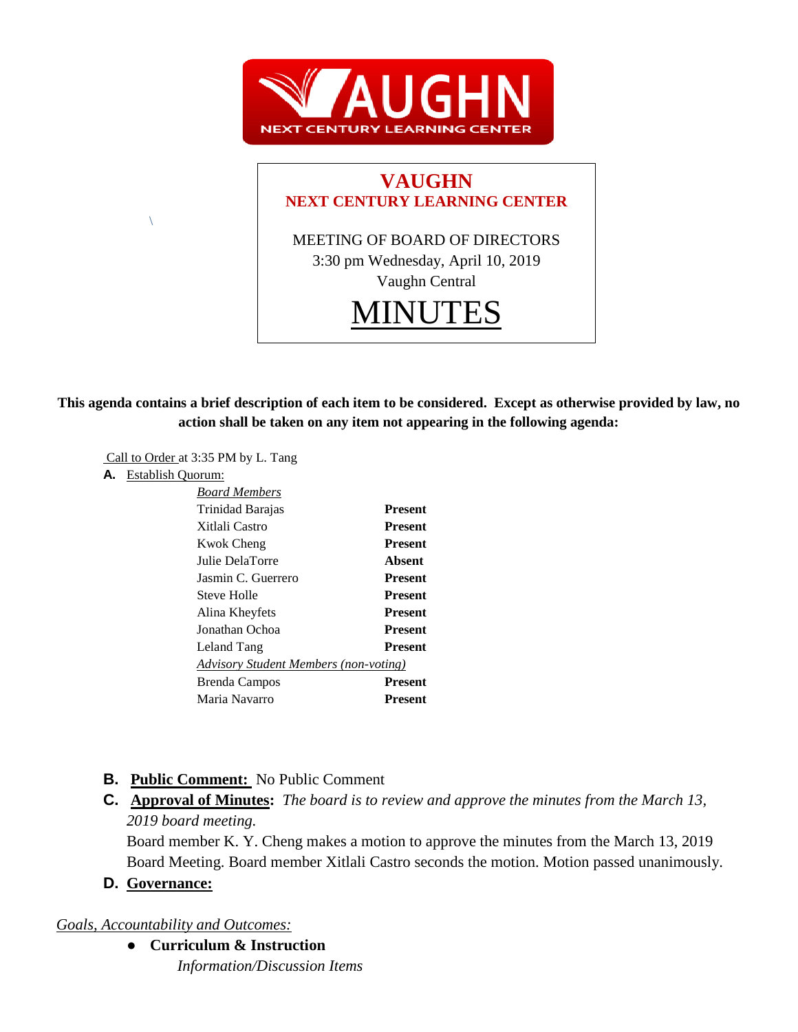# VAUGHN
## NEXT CENTURY LEARNING CENTER

MEETING OF BOARD OF DIRECTORS
3:30 pm Wednesday, April 10, 2019
Vaughn Central

# MINUTES

**This agenda contains a brief description of each item to be considered. Except as otherwise provided by law, no action shall be taken on any item not appearing in the following agenda:**

Call to Order at 3:35 PM by L. Tang

**A.** Establish Quorum:

| *Board Members* | |
|---|---|
| Trinidad Barajas | **Present** |
| Xitlali Castro | **Present** |
| Kwok Cheng | **Present** |
| Julie DelaTorre | **Absent** |
| Jasmin C. Guerrero | **Present** |
| Steve Holle | **Present** |
| Alina Kheyfets | **Present** |
| Jonathan Ochoa | **Present** |
| Leland Tang | **Present** |
| *Advisory Student Members (non-voting)* | |
| Brenda Campos | **Present** |
| Maria Navarro | **Present** |

**B. Public Comment:** No Public Comment

**C. Approval of Minutes:** *The board is to review and approve the minutes from the March 13, 2019 board meeting.*
Board member K. Y. Cheng makes a motion to approve the minutes from the March 13, 2019 Board Meeting. Board member Xitlali Castro seconds the motion. Motion passed unanimously.

**D. Governance:**

*Goals, Accountability and Outcomes:*

- **Curriculum & Instruction**
  *Information/Discussion Items*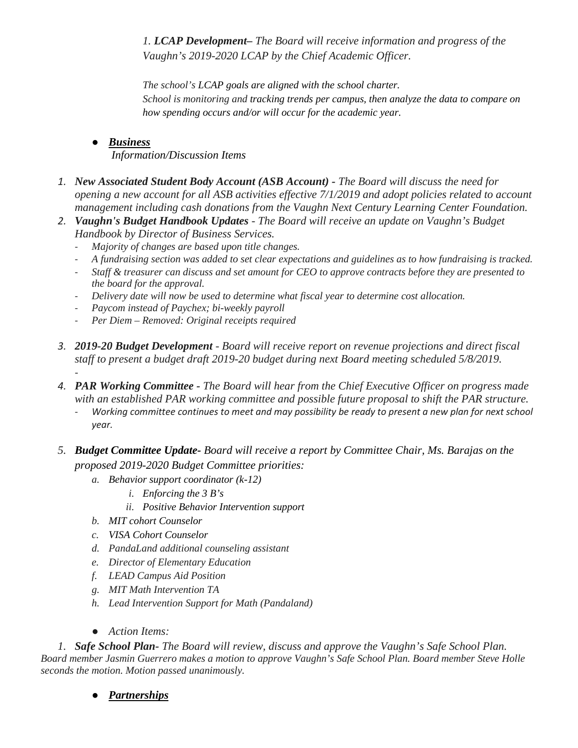1. ***LCAP Development***– *The Board will receive information and progress of the Vaughn's 2019-2020 LCAP by the Chief Academic Officer.*

*The school's LCAP goals are aligned with the school charter.*
*School is monitoring and tracking trends per campus, then analyze the data to compare on how spending occurs and/or will occur for the academic year.*

- ***Business***
  *Information/Discussion Items*

1. ***New Associated Student Body Account (ASB Account)*** - *The Board will discuss the need for opening a new account for all ASB activities effective 7/1/2019 and adopt policies related to account management including cash donations from the Vaughn Next Century Learning Center Foundation.*
2. ***Vaughn's Budget Handbook Updates*** - *The Board will receive an update on Vaughn's Budget Handbook by Director of Business Services.*
   - *Majority of changes are based upon title changes.*
   - *A fundraising section was added to set clear expectations and guidelines as to how fundraising is tracked.*
   - *Staff & treasurer can discuss and set amount for CEO to approve contracts before they are presented to the board for the approval.*
   - *Delivery date will now be used to determine what fiscal year to determine cost allocation.*
   - *Paycom instead of Paychex; bi-weekly payroll*
   - *Per Diem – Removed: Original receipts required*
3. ***2019-20 Budget Development*** - *Board will receive report on revenue projections and direct fiscal staff to present a budget draft 2019-20 budget during next Board meeting scheduled 5/8/2019.*
   -
4. ***PAR Working Committee*** - *The Board will hear from the Chief Executive Officer on progress made with an established PAR working committee and possible future proposal to shift the PAR structure.*
   - *Working committee continues to meet and may possibility be ready to present a new plan for next school year.*
5. ***Budget Committee Update***- *Board will receive a report by Committee Chair, Ms. Barajas on the proposed 2019-2020 Budget Committee priorities:*
   a. *Behavior support coordinator (k-12)*
      i. *Enforcing the 3 B's*
      ii. *Positive Behavior Intervention support*
   b. *MIT cohort Counselor*
   c. *VISA Cohort Counselor*
   d. *PandaLand additional counseling assistant*
   e. *Director of Elementary Education*
   f. *LEAD Campus Aid Position*
   g. *MIT Math Intervention TA*
   h. *Lead Intervention Support for Math (Pandaland)*

- *Action Items:*

1. ***Safe School Plan***- *The Board will review, discuss and approve the Vaughn's Safe School Plan.*
*Board member Jasmin Guerrero makes a motion to approve Vaughn's Safe School Plan. Board member Steve Holle seconds the motion. Motion passed unanimously.*

- ***Partnerships***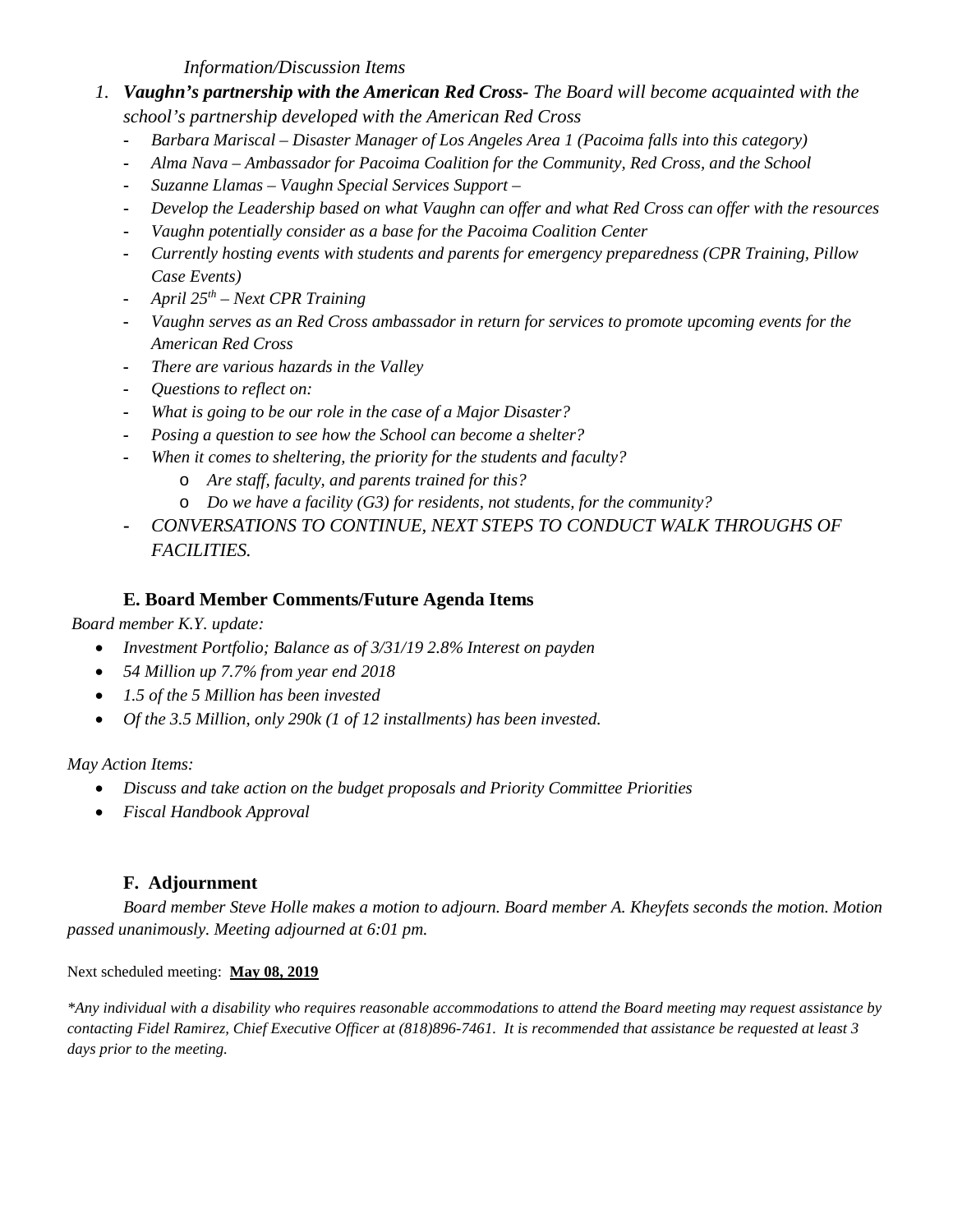*Information/Discussion Items*

1. ***Vaughn's partnership with the American Red Cross****- The Board will become acquainted with the school's partnership developed with the American Red Cross*
    - *Barbara Mariscal – Disaster Manager of Los Angeles Area 1 (Pacoima falls into this category)*
    - *Alma Nava – Ambassador for Pacoima Coalition for the Community, Red Cross, and the School*
    - *Suzanne Llamas – Vaughn Special Services Support –*
    - *Develop the Leadership based on what Vaughn can offer and what Red Cross can offer with the resources*
    - *Vaughn potentially consider as a base for the Pacoima Coalition Center*
    - *Currently hosting events with students and parents for emergency preparedness (CPR Training, Pillow Case Events)*
    - *April 25th – Next CPR Training*
    - *Vaughn serves as an Red Cross ambassador in return for services to promote upcoming events for the American Red Cross*
    - *There are various hazards in the Valley*
    - *Questions to reflect on:*
    - *What is going to be our role in the case of a Major Disaster?*
    - *Posing a question to see how the School can become a shelter?*
    - *When it comes to sheltering, the priority for the students and faculty?*
        - *Are staff, faculty, and parents trained for this?*
        - *Do we have a facility (G3) for residents, not students, for the community?*
    - *CONVERSATIONS TO CONTINUE, NEXT STEPS TO CONDUCT WALK THROUGHS OF FACILITIES.*

## E. Board Member Comments/Future Agenda Items

*Board member K.Y. update:*

- *Investment Portfolio; Balance as of 3/31/19 2.8% Interest on payden*
- *54 Million up 7.7% from year end 2018*
- *1.5 of the 5 Million has been invested*
- *Of the 3.5 Million, only 290k (1 of 12 installments) has been invested.*

*May Action Items:*

- *Discuss and take action on the budget proposals and Priority Committee Priorities*
- *Fiscal Handbook Approval*

## F. Adjournment

*Board member Steve Holle makes a motion to adjourn. Board member A. Kheyfets seconds the motion. Motion passed unanimously. Meeting adjourned at 6:01 pm.*

Next scheduled meeting: **May 08, 2019**

*\*Any individual with a disability who requires reasonable accommodations to attend the Board meeting may request assistance by contacting Fidel Ramirez, Chief Executive Officer at (818)896-7461. It is recommended that assistance be requested at least 3 days prior to the meeting.*